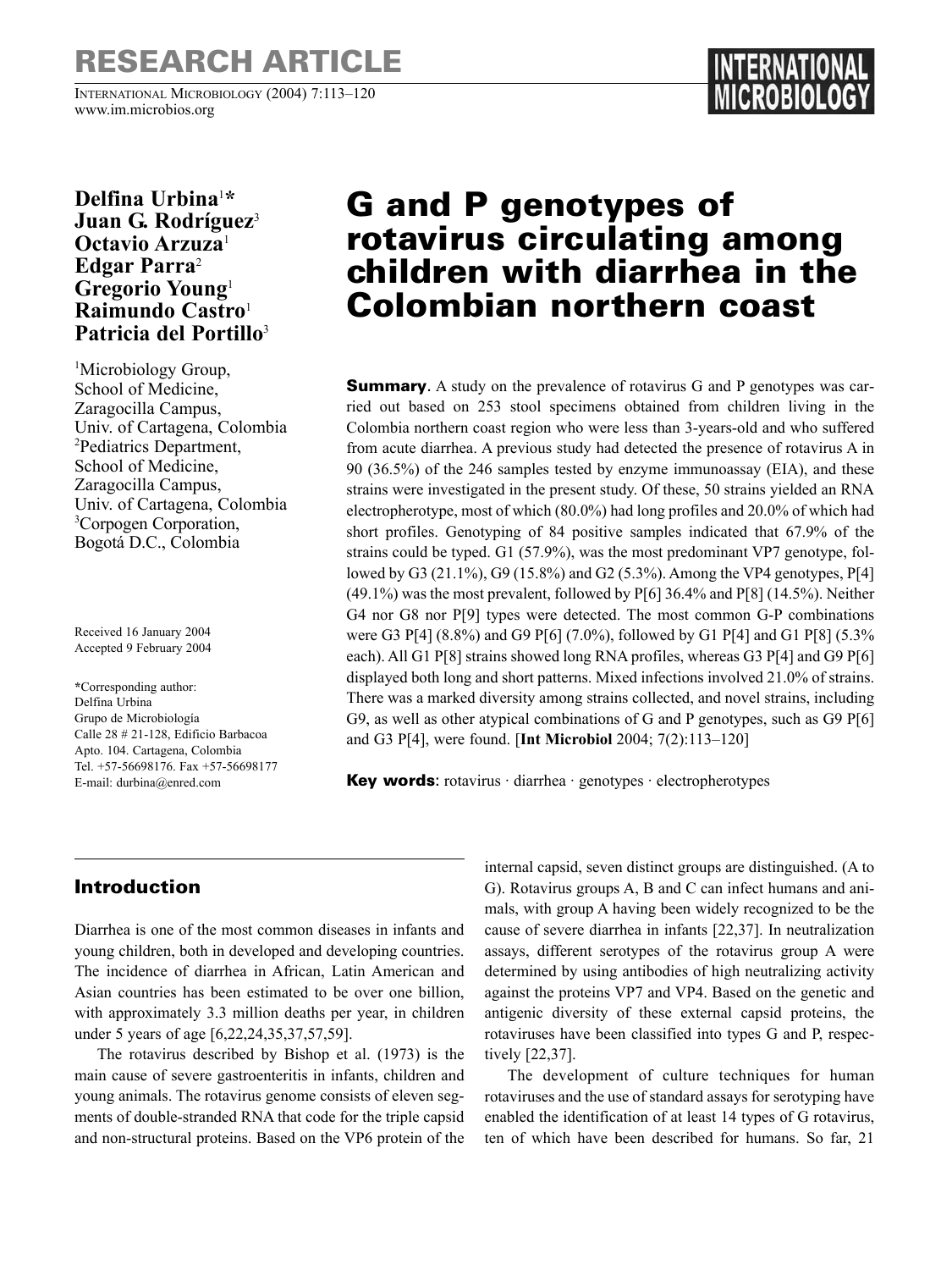# G and P genotypes of rotavirus circulating among children with diarrhea in the Colombian northern coast

**Delfina Urbina[1]*
Juan G. Rodríguez[3]
Octavio Arzuza[1]
Edgar Parra[2]
Gregorio Young[1]
Raimundo Castro[1]
Patricia del Portillo[3]**

[1]Microbiology Group, School of Medicine, Zaragocilla Campus, Univ. of Cartagena, Colombia
[2]Pediatrics Department, School of Medicine, Zaragocilla Campus, Univ. of Cartagena, Colombia
[3]Corpogen Corporation, Bogotá D.C., Colombia

Received 16 January 2004
Accepted 9 February 2004

*Corresponding author:
Delfina Urbina
Grupo de Microbiología
Calle 28 # 21-128, Edificio Barbacoa
Apto. 104. Cartagena, Colombia
Tel. +57-56698176. Fax +57-56698177
E-mail: durbina@enred.com

**Summary**. A study on the prevalence of rotavirus G and P genotypes was carried out based on 253 stool specimens obtained from children living in the Colombia northern coast region who were less than 3-years-old and who suffered from acute diarrhea. A previous study had detected the presence of rotavirus A in 90 (36.5%) of the 246 samples tested by enzyme immunoassay (EIA), and these strains were investigated in the present study. Of these, 50 strains yielded an RNA electropherotype, most of which (80.0%) had long profiles and 20.0% of which had short profiles. Genotyping of 84 positive samples indicated that 67.9% of the strains could be typed. G1 (57.9%), was the most predominant VP7 genotype, followed by G3 (21.1%), G9 (15.8%) and G2 (5.3%). Among the VP4 genotypes, P[4] (49.1%) was the most prevalent, followed by P[6] 36.4% and P[8] (14.5%). Neither G4 nor G8 nor P[9] types were detected. The most common G-P combinations were G3 P[4] (8.8%) and G9 P[6] (7.0%), followed by G1 P[4] and G1 P[8] (5.3% each). All G1 P[8] strains showed long RNA profiles, whereas G3 P[4] and G9 P[6] displayed both long and short patterns. Mixed infections involved 21.0% of strains. There was a marked diversity among strains collected, and novel strains, including G9, as well as other atypical combinations of G and P genotypes, such as G9 P[6] and G3 P[4], were found. [**Int Microbiol** 2004; 7(2):113–120]

**Key words**: rotavirus · diarrhea · genotypes · electropherotypes

## Introduction

Diarrhea is one of the most common diseases in infants and young children, both in developed and developing countries. The incidence of diarrhea in African, Latin American and Asian countries has been estimated to be over one billion, with approximately 3.3 million deaths per year, in children under 5 years of age [6,22,24,35,37,57,59].

The rotavirus described by Bishop et al. (1973) is the main cause of severe gastroenteritis in infants, children and young animals. The rotavirus genome consists of eleven segments of double-stranded RNA that code for the triple capsid and non-structural proteins. Based on the VP6 protein of the internal capsid, seven distinct groups are distinguished. (A to G). Rotavirus groups A, B and C can infect humans and animals, with group A having been widely recognized to be the cause of severe diarrhea in infants [22,37]. In neutralization assays, different serotypes of the rotavirus group A were determined by using antibodies of high neutralizing activity against the proteins VP7 and VP4. Based on the genetic and antigenic diversity of these external capsid proteins, the rotaviruses have been classified into types G and P, respectively [22,37].

The development of culture techniques for human rotaviruses and the use of standard assays for serotyping have enabled the identification of at least 14 types of G rotavirus, ten of which have been described for humans. So far, 21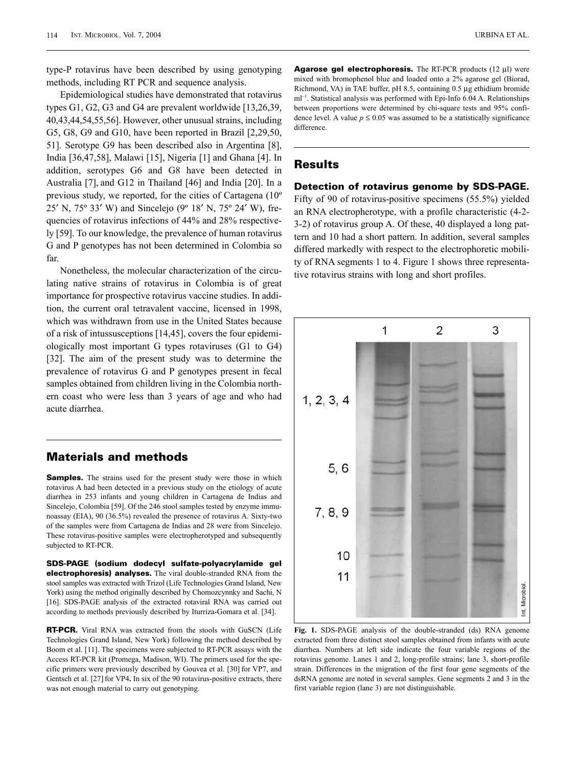type-P rotavirus have been described by using genotyping methods, including RT PCR and sequence analysis.

Epidemiological studies have demonstrated that rotavirus types G1, G2, G3 and G4 are prevalent worldwide [13,26,39,40,43,44,54,55,56]. However, other unusual strains, including G5, G8, G9 and G10, have been reported in Brazil [2,29,50,51]. Serotype G9 has been described also in Argentina [8], India [36,47,58], Malawi [15], Nigeria [1] and Ghana [4]. In addition, serotypes G6 and G8 have been detected in Australia [7], and G12 in Thailand [46] and India [20]. In a previous study, we reported, for the cities of Cartagena (10º 25′ N, 75º 33′ W) and Sincelejo (9º 18′ N, 75º 24′ W), frequencies of rotavirus infections of 44% and 28% respectively [59]. To our knowledge, the prevalence of human rotavirus G and P genotypes has not been determined in Colombia so far.

Nonetheless, the molecular characterization of the circulating native strains of rotavirus in Colombia is of great importance for prospective rotavirus vaccine studies. In addition, the current oral tetravalent vaccine, licensed in 1998, which was withdrawn from use in the United States because of a risk of intussusceptions [14,45], covers the four epidemiologically most important G types rotaviruses (G1 to G4) [32]. The aim of the present study was to determine the prevalence of rotavirus G and P genotypes present in fecal samples obtained from children living in the Colombia northern coast who were less than 3 years of age and who had acute diarrhea.

## Materials and methods

**Samples.** The strains used for the present study were those in which rotavirus A had been detected in a previous study on the etiology of acute diarrhea in 253 infants and young children in Cartagena de Indias and Sincelejo, Colombia [59]. Of the 246 stool samples tested by enzyme immunoassay (EIA), 90 (36.5%) revealed the presence of rotavirus A. Sixty-two of the samples were from Cartagena de Indias and 28 were from Sincelejo. These rotavirus-positive samples were electropherotyped and subsequently subjected to RT-PCR.

**SDS-PAGE (sodium dodecyl sulfate-polyacrylamide gel electrophoresis) analyses.** The viral double-stranded RNA from the stool samples was extracted with Trizol (Life Technologies Grand Island, New York) using the method originally described by Chomozcynnky and Sachi, N [16]. SDS-PAGE analysis of the extracted rotaviral RNA was carried out according to methods previously described by Iturriza-Gomara et al. [34].

**RT-PCR.** Viral RNA was extracted from the stools with GuSCN (Life Technologies Grand Island, New York) following the method described by Boom et al. [11]. The specimens were subjected to RT-PCR assays with the Access RT-PCR kit (Promega, Madison, WI). The primers used for the specific primers were previously described by Gouvea et al. [30] for VP7, and Gentsch et al. [27] for VP4**.** In six of the 90 rotavirus-positive extracts, there was not enough material to carry out genotyping.

**Agarose gel electrophoresis.** The RT-PCR products (12 μl) were mixed with bromophenol blue and loaded onto a 2% agarose gel (Biorad, Richmond, VA) in TAE buffer, pH 8.5, containing 0.5 μg ethidium bromide ml$^{-1}$. Statistical analysis was performed with Epi-Info 6.04 A. Relationships between proportions were determined by chi-square tests and 95% confidence level. A value $p \leq 0.05$ was assumed to be a statistically significance difference.

## Results

### Detection of rotavirus genome by SDS-PAGE.

Fifty of 90 of rotavirus-positive specimens (55.5%) yielded an RNA electropherotype, with a profile characteristic (4-2-3-2) of rotavirus group A. Of these, 40 displayed a long pattern and 10 had a short pattern. In addition, several samples differed markedly with respect to the electrophoretic mobility of RNA segments 1 to 4. Figure 1 shows three representative rotavirus strains with long and short profiles.

**Fig. 1.** SDS-PAGE analysis of the double-stranded (ds) RNA genome extracted from three distinct stool samples obtained from infants with acute diarrhea. Numbers at left side indicate the four variable regions of the rotavirus genome. Lanes 1 and 2, long-profile strains; lane 3, short-profile strain. Differences in the migration of the first four gene segments of the dsRNA genome are noted in several samples. Gene segments 2 and 3 in the first variable region (lane 3) are not distinguishable.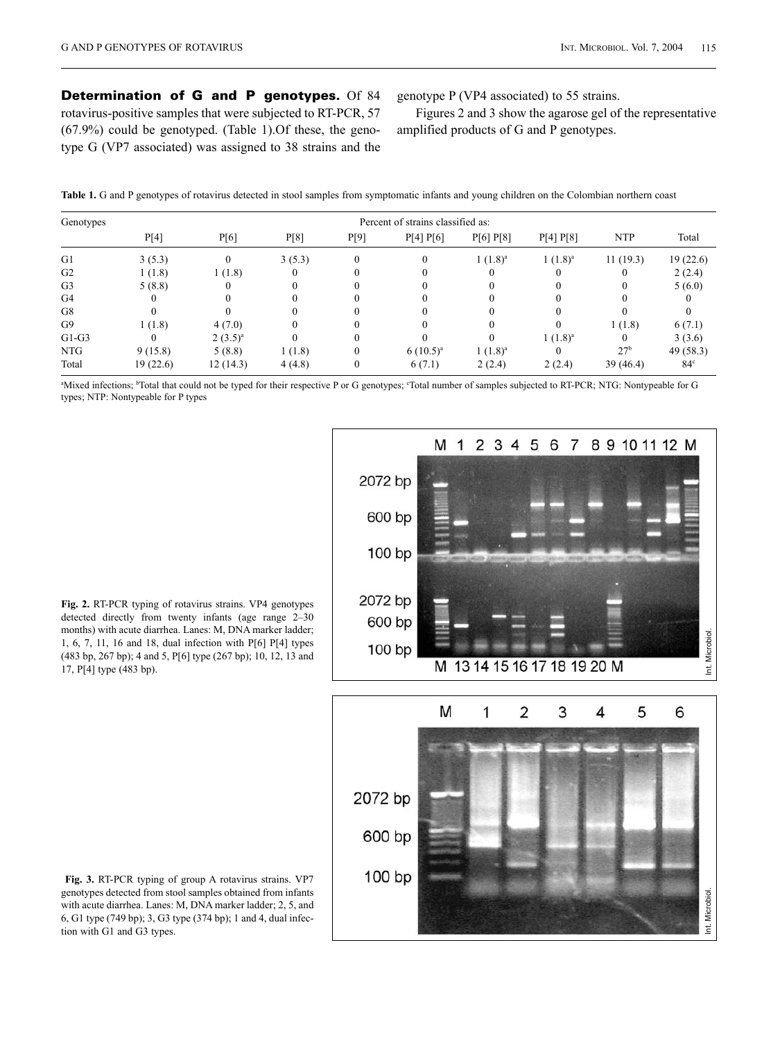**Determination of G and P genotypes.** Of 84 rotavirus-positive samples that were subjected to RT-PCR, 57 (67.9%) could be genotyped. (Table 1).Of these, the genotype G (VP7 associated) was assigned to 38 strains and the genotype P (VP4 associated) to 55 strains.

Figures 2 and 3 show the agarose gel of the representative amplified products of G and P genotypes.

**Table 1.** G and P genotypes of rotavirus detected in stool samples from symptomatic infants and young children on the Colombian northern coast

| Genotypes | Percent of strains classified as: | | | | | | | | |
|---|---|---|---|---|---|---|---|---|---|
| | P[4] | P[6] | P[8] | P[9] | P[4] P[6] | P[6] P[8] | P[4] P[8] | NTP | Total |
| G1 | 3 (5.3) | 0 | 3 (5.3) | 0 | 0 | 1 (1.8)[a] | 1 (1.8)[a] | 11 (19.3) | 19 (22.6) |
| G2 | 1 (1.8) | 1 (1.8) | 0 | 0 | 0 | 0 | 0 | 0 | 2 (2.4) |
| G3 | 5 (8.8) | 0 | 0 | 0 | 0 | 0 | 0 | 0 | 5 (6.0) |
| G4 | 0 | 0 | 0 | 0 | 0 | 0 | 0 | 0 | 0 |
| G8 | 0 | 0 | 0 | 0 | 0 | 0 | 0 | 0 | 0 |
| G9 | 1 (1.8) | 4 (7.0) | 0 | 0 | 0 | 0 | 0 | 1 (1.8) | 6 (7.1) |
| G1-G3 | 0 | 2 (3.5)[a] | 0 | 0 | 0 | 0 | 1 (1.8)[a] | 0 | 3 (3.6) |
| NTG | 9 (15.8) | 5 (8.8) | 1 (1.8) | 0 | 6 (10.5)[a] | 1 (1.8)[a] | 0 | 27[b] | 49 (58.3) |
| Total | 19 (22.6) | 12 (14.3) | 4 (4.8) | 0 | 6 (7.1) | 2 (2.4) | 2 (2.4) | 39 (46.4) | 84[c] |

[a]Mixed infections; [b]Total that could not be typed for their respective P or G genotypes; [c]Total number of samples subjected to RT-PCR; NTG: Nontypeable for G types; NTP: Nontypeable for P types

**Fig. 2.** RT-PCR typing of rotavirus strains. VP4 genotypes detected directly from twenty infants (age range 2–30 months) with acute diarrhea. Lanes: M, DNA marker ladder; 1, 6, 7, 11, 16 and 18, dual infection with P[6] P[4] types (483 bp, 267 bp); 4 and 5, P[6] type (267 bp); 10, 12, 13 and 17, P[4] type (483 bp).

**Fig. 3.** RT-PCR typing of group A rotavirus strains. VP7 genotypes detected from stool samples obtained from infants with acute diarrhea. Lanes: M, DNA marker ladder; 2, 5, and 6, G1 type (749 bp); 3, G3 type (374 bp); 1 and 4, dual infection with G1 and G3 types.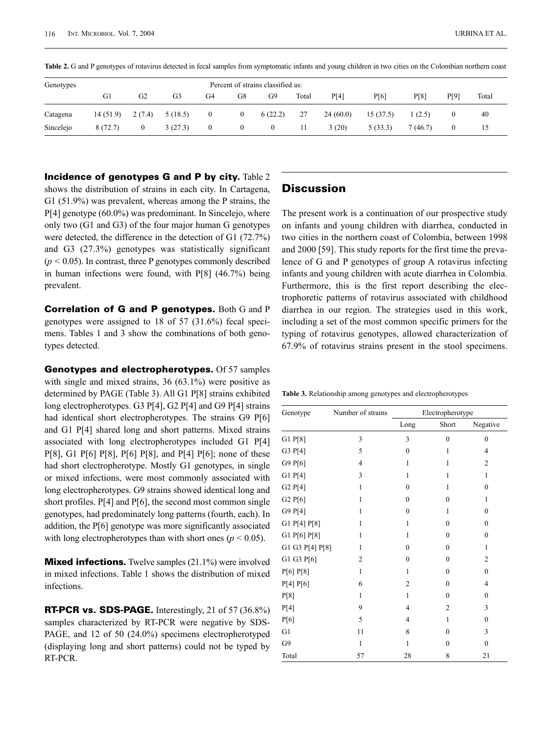**Table 2.** G and P genotypes of rotavirus detected in fecal samples from symptomatic infants and young children in two cities on the Colombian northern coast

| Genotypes | Percent of strains classified as: | | | | | | | | | | | |
|---|---|---|---|---|---|---|---|---|---|---|---|---|
| | G1 | G2 | G3 | G4 | G8 | G9 | Total | P[4] | P[6] | P[8] | P[9] | Total |
| Catagena | 14 (51.9) | 2 (7.4) | 5 (18.5) | 0 | 0 | 6 (22.2) | 27 | 24 (60.0) | 15 (37.5) | 1 (2.5) | 0 | 40 |
| Sincelejo | 8 (72.7) | 0 | 3 (27.3) | 0 | 0 | 0 | 11 | 3 (20) | 5 (33.3) | 7 (46.7) | 0 | 15 |

**Incidence of genotypes G and P by city.** Table 2 shows the distribution of strains in each city. In Cartagena, G1 (51.9%) was prevalent, whereas among the P strains, the P[4] genotype (60.0%) was predominant. In Sincelejo, where only two (G1 and G3) of the four major human G genotypes were detected, the difference in the detection of G1 (72.7%) and G3 (27.3%) genotypes was statistically significant ($p < 0.05$). In contrast, three P genotypes commonly described in human infections were found, with P[8] (46.7%) being prevalent.

**Correlation of G and P genotypes.** Both G and P genotypes were assigned to 18 of 57 (31.6%) fecal specimens. Tables 1 and 3 show the combinations of both genotypes detected.

**Genotypes and electropherotypes.** Of 57 samples with single and mixed strains, 36 (63.1%) were positive as determined by PAGE (Table 3). All G1 P[8] strains exhibited long electropherotypes. G3 P[4], G2 P[4] and G9 P[4] strains had identical short electropherotypes. The strains G9 P[6] and G1 P[4] shared long and short patterns. Mixed strains associated with long electropherotypes included G1 P[4] P[8], G1 P[6] P[8], P[6] P[8], and P[4] P[6]; none of these had short electropherotype. Mostly G1 genotypes, in single or mixed infections, were most commonly associated with long electropherotypes. G9 strains showed identical long and short profiles. P[4] and P[6], the second most common single genotypes, had predominately long patterns (fourth, each). In addition, the P[6] genotype was more significantly associated with long electropherotypes than with short ones ($p < 0.05$).

**Mixed infections.** Twelve samples (21.1%) were involved in mixed infections. Table 1 shows the distribution of mixed infections.

**RT-PCR vs. SDS-PAGE.** Interestingly, 21 of 57 (36.8%) samples characterized by RT-PCR were negative by SDS-PAGE, and 12 of 50 (24.0%) specimens electropherotyped (displaying long and short patterns) could not be typed by RT-PCR.

## Discussion

The present work is a continuation of our prospective study on infants and young children with diarrhea, conducted in two cities in the northern coast of Colombia, between 1998 and 2000 [59]. This study reports for the first time the prevalence of G and P genotypes of group A rotavirus infecting infants and young children with acute diarrhea in Colombia. Furthermore, this is the first report describing the electrophoretic patterns of rotavirus associated with childhood diarrhea in our region. The strategies used in this work, including a set of the most common specific primers for the typing of rotavirus genotypes, allowed characterization of 67.9% of rotavirus strains present in the stool specimens.

**Table 3.** Relationship among genotypes and electropherotypes

| Genotype | Number of strains | Electropherotype | | |
|---|---|---|---|---|
| | | Long | Short | Negative |
| G1 P[8] | 3 | 3 | 0 | 0 |
| G3 P[4] | 5 | 0 | 1 | 4 |
| G9 P[6] | 4 | 1 | 1 | 2 |
| G1 P[4] | 3 | 1 | 1 | 1 |
| G2 P[4] | 1 | 0 | 1 | 0 |
| G2 P[6] | 1 | 0 | 0 | 1 |
| G9 P[4] | 1 | 0 | 1 | 0 |
| G1 P[4] P[8] | 1 | 1 | 0 | 0 |
| G1 P[6] P[8] | 1 | 1 | 0 | 0 |
| G1 G3 P[4] P[8] | 1 | 0 | 0 | 1 |
| G1 G3 P[6] | 2 | 0 | 0 | 2 |
| P[6] P[8] | 1 | 1 | 0 | 0 |
| P[4] P[6] | 6 | 2 | 0 | 4 |
| P[8] | 1 | 1 | 0 | 0 |
| P[4] | 9 | 4 | 2 | 3 |
| P[6] | 5 | 4 | 1 | 0 |
| G1 | 11 | 8 | 0 | 3 |
| G9 | 1 | 1 | 0 | 0 |
| Total | 57 | 28 | 8 | 21 |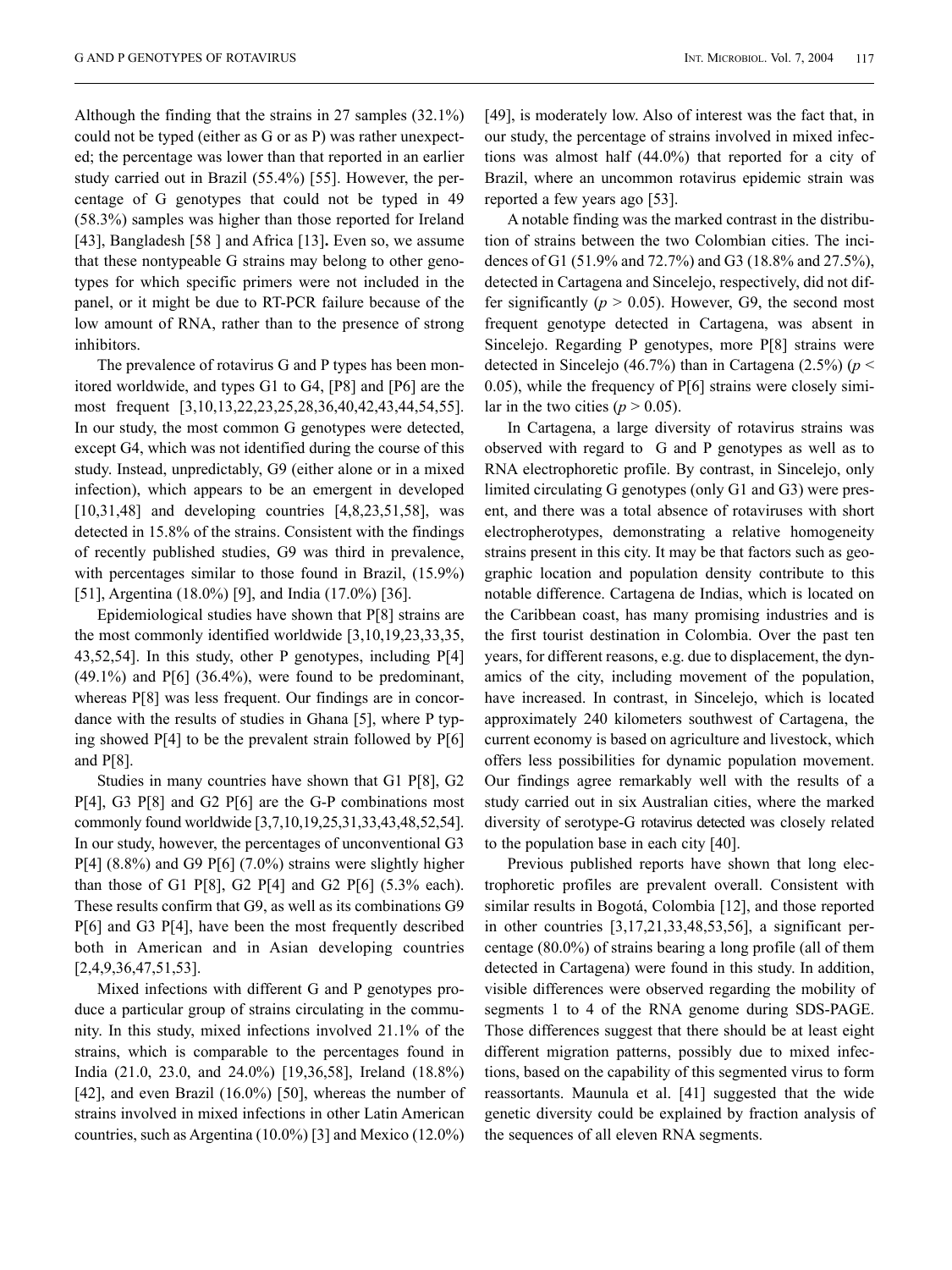Although the finding that the strains in 27 samples (32.1%) could not be typed (either as G or as P) was rather unexpected; the percentage was lower than that reported in an earlier study carried out in Brazil (55.4%) [55]. However, the percentage of G genotypes that could not be typed in 49 (58.3%) samples was higher than those reported for Ireland [43], Bangladesh [58 ] and Africa [13]**.** Even so, we assume that these nontypeable G strains may belong to other genotypes for which specific primers were not included in the panel, or it might be due to RT-PCR failure because of the low amount of RNA, rather than to the presence of strong inhibitors.

The prevalence of rotavirus G and P types has been monitored worldwide, and types G1 to G4, [P8] and [P6] are the most frequent [3,10,13,22,23,25,28,36,40,42,43,44,54,55]. In our study, the most common G genotypes were detected, except G4, which was not identified during the course of this study. Instead, unpredictably, G9 (either alone or in a mixed infection), which appears to be an emergent in developed [10,31,48] and developing countries [4,8,23,51,58], was detected in 15.8% of the strains. Consistent with the findings of recently published studies, G9 was third in prevalence, with percentages similar to those found in Brazil, (15.9%) [51], Argentina (18.0%) [9], and India (17.0%) [36].

Epidemiological studies have shown that P[8] strains are the most commonly identified worldwide [3,10,19,23,33,35, 43,52,54]. In this study, other P genotypes, including P[4] (49.1%) and P[6] (36.4%), were found to be predominant, whereas P[8] was less frequent. Our findings are in concordance with the results of studies in Ghana [5], where P typing showed P[4] to be the prevalent strain followed by P[6] and P[8].

Studies in many countries have shown that G1 P[8], G2 P[4], G3 P[8] and G2 P[6] are the G-P combinations most commonly found worldwide [3,7,10,19,25,31,33,43,48,52,54]. In our study, however, the percentages of unconventional G3 P[4] (8.8%) and G9 P[6] (7.0%) strains were slightly higher than those of G1 P[8], G2 P[4] and G2 P[6] (5.3% each). These results confirm that G9, as well as its combinations G9 P[6] and G3 P[4], have been the most frequently described both in American and in Asian developing countries [2,4,9,36,47,51,53].

Mixed infections with different G and P genotypes produce a particular group of strains circulating in the community. In this study, mixed infections involved 21.1% of the strains, which is comparable to the percentages found in India (21.0, 23.0, and 24.0%) [19,36,58], Ireland (18.8%) [42], and even Brazil (16.0%) [50], whereas the number of strains involved in mixed infections in other Latin American countries, such as Argentina (10.0%) [3] and Mexico (12.0%) [49], is moderately low. Also of interest was the fact that, in our study, the percentage of strains involved in mixed infections was almost half (44.0%) that reported for a city of Brazil, where an uncommon rotavirus epidemic strain was reported a few years ago [53].

A notable finding was the marked contrast in the distribution of strains between the two Colombian cities. The incidences of G1 (51.9% and 72.7%) and G3 (18.8% and 27.5%), detected in Cartagena and Sincelejo, respectively, did not differ significantly ($p > 0.05$). However, G9, the second most frequent genotype detected in Cartagena, was absent in Sincelejo. Regarding P genotypes, more P[8] strains were detected in Sincelejo (46.7%) than in Cartagena (2.5%) ($p < 0.05$), while the frequency of P[6] strains were closely similar in the two cities ($p > 0.05$).

In Cartagena, a large diversity of rotavirus strains was observed with regard to G and P genotypes as well as to RNA electrophoretic profile. By contrast, in Sincelejo, only limited circulating G genotypes (only G1 and G3) were present, and there was a total absence of rotaviruses with short electropherotypes, demonstrating a relative homogeneity strains present in this city. It may be that factors such as geographic location and population density contribute to this notable difference. Cartagena de Indias, which is located on the Caribbean coast, has many promising industries and is the first tourist destination in Colombia. Over the past ten years, for different reasons, e.g. due to displacement, the dynamics of the city, including movement of the population, have increased. In contrast, in Sincelejo, which is located approximately 240 kilometers southwest of Cartagena, the current economy is based on agriculture and livestock, which offers less possibilities for dynamic population movement. Our findings agree remarkably well with the results of a study carried out in six Australian cities, where the marked diversity of serotype-G rotavirus detected was closely related to the population base in each city [40].

Previous published reports have shown that long electrophoretic profiles are prevalent overall. Consistent with similar results in Bogotá, Colombia [12], and those reported in other countries [3,17,21,33,48,53,56], a significant percentage (80.0%) of strains bearing a long profile (all of them detected in Cartagena) were found in this study. In addition, visible differences were observed regarding the mobility of segments 1 to 4 of the RNA genome during SDS-PAGE. Those differences suggest that there should be at least eight different migration patterns, possibly due to mixed infections, based on the capability of this segmented virus to form reassortants. Maunula et al. [41] suggested that the wide genetic diversity could be explained by fraction analysis of the sequences of all eleven RNA segments.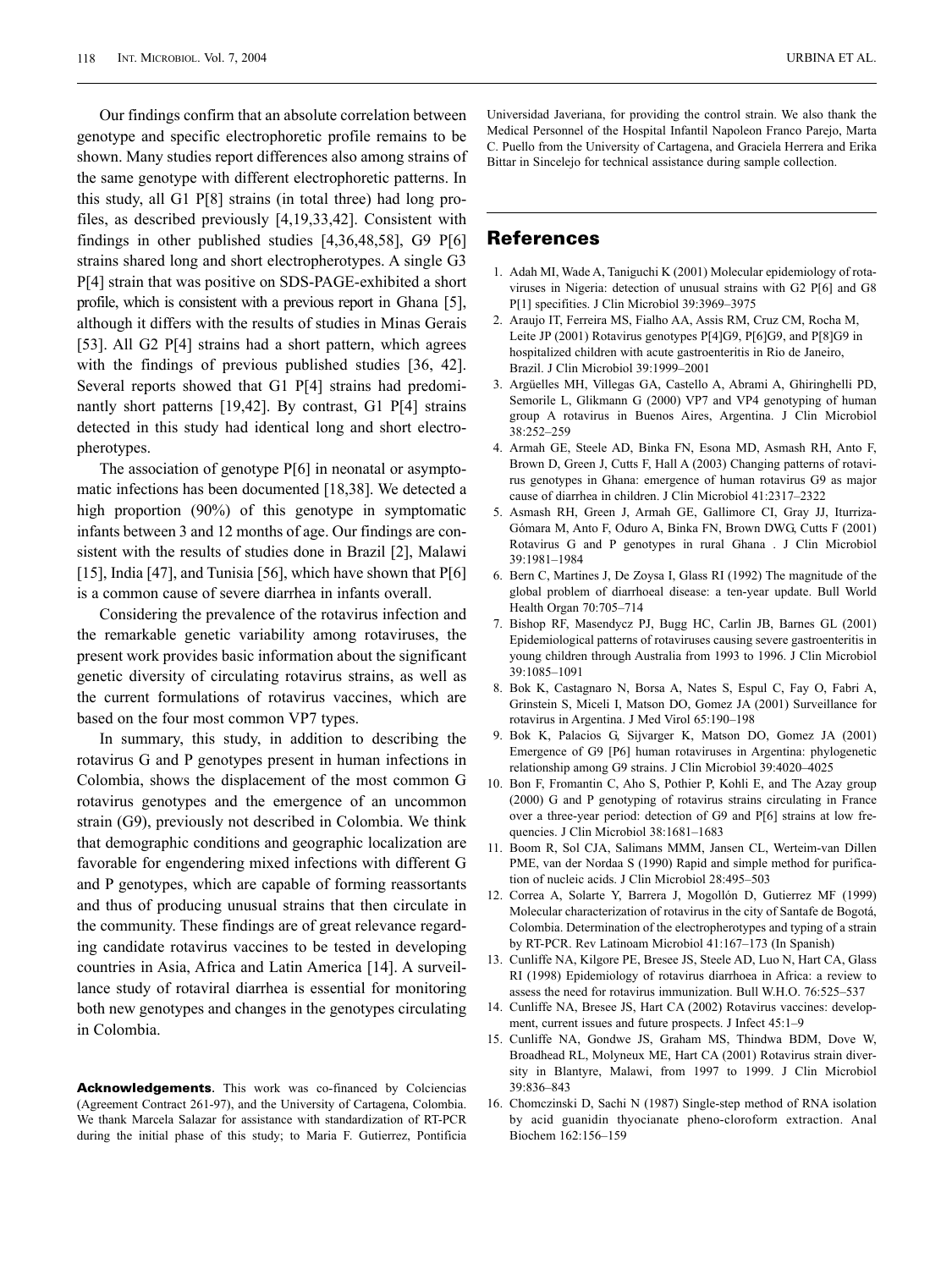Our findings confirm that an absolute correlation between genotype and specific electrophoretic profile remains to be shown. Many studies report differences also among strains of the same genotype with different electrophoretic patterns. In this study, all G1 P[8] strains (in total three) had long profiles, as described previously [4,19,33,42]. Consistent with findings in other published studies [4,36,48,58], G9 P[6] strains shared long and short electropherotypes. A single G3 P[4] strain that was positive on SDS-PAGE-exhibited a short profile, which is consistent with a previous report in Ghana [5], although it differs with the results of studies in Minas Gerais [53]. All G2 P[4] strains had a short pattern, which agrees with the findings of previous published studies [36, 42]. Several reports showed that G1 P[4] strains had predominantly short patterns [19,42]. By contrast, G1 P[4] strains detected in this study had identical long and short electropherotypes.

The association of genotype P[6] in neonatal or asymptomatic infections has been documented [18,38]. We detected a high proportion (90%) of this genotype in symptomatic infants between 3 and 12 months of age. Our findings are consistent with the results of studies done in Brazil [2], Malawi [15], India [47], and Tunisia [56], which have shown that P[6] is a common cause of severe diarrhea in infants overall.

Considering the prevalence of the rotavirus infection and the remarkable genetic variability among rotaviruses, the present work provides basic information about the significant genetic diversity of circulating rotavirus strains, as well as the current formulations of rotavirus vaccines, which are based on the four most common VP7 types.

In summary, this study, in addition to describing the rotavirus G and P genotypes present in human infections in Colombia, shows the displacement of the most common G rotavirus genotypes and the emergence of an uncommon strain (G9), previously not described in Colombia. We think that demographic conditions and geographic localization are favorable for engendering mixed infections with different G and P genotypes, which are capable of forming reassortants and thus of producing unusual strains that then circulate in the community. These findings are of great relevance regarding candidate rotavirus vaccines to be tested in developing countries in Asia, Africa and Latin America [14]. A surveillance study of rotaviral diarrhea is essential for monitoring both new genotypes and changes in the genotypes circulating in Colombia.

**Acknowledgements**. This work was co-financed by Colciencias (Agreement Contract 261-97), and the University of Cartagena, Colombia. We thank Marcela Salazar for assistance with standardization of RT-PCR during the initial phase of this study; to Maria F. Gutierrez, Pontificia Universidad Javeriana, for providing the control strain. We also thank the Medical Personnel of the Hospital Infantil Napoleon Franco Parejo, Marta C. Puello from the University of Cartagena, and Graciela Herrera and Erika Bittar in Sincelejo for technical assistance during sample collection.

## References

1. Adah MI, Wade A, Taniguchi K (2001) Molecular epidemiology of rotaviruses in Nigeria: detection of unusual strains with G2 P[6] and G8 P[1] specifities. J Clin Microbiol 39:3969–3975
2. Araujo IT, Ferreira MS, Fialho AA, Assis RM, Cruz CM, Rocha M, Leite JP (2001) Rotavirus genotypes P[4]G9, P[6]G9, and P[8]G9 in hospitalized children with acute gastroenteritis in Rio de Janeiro, Brazil. J Clin Microbiol 39:1999–2001
3. Argüelles MH, Villegas GA, Castello A, Abrami A, Ghiringhelli PD, Semorile L, Glikmann G (2000) VP7 and VP4 genotyping of human group A rotavirus in Buenos Aires, Argentina. J Clin Microbiol 38:252–259
4. Armah GE, Steele AD, Binka FN, Esona MD, Asmash RH, Anto F, Brown D, Green J, Cutts F, Hall A (2003) Changing patterns of rotavirus genotypes in Ghana: emergence of human rotavirus G9 as major cause of diarrhea in children. J Clin Microbiol 41:2317–2322
5. Asmash RH, Green J, Armah GE, Gallimore CI, Gray JJ, Iturriza-Gómara M, Anto F, Oduro A, Binka FN, Brown DWG, Cutts F (2001) Rotavirus G and P genotypes in rural Ghana . J Clin Microbiol 39:1981–1984
6. Bern C, Martines J, De Zoysa I, Glass RI (1992) The magnitude of the global problem of diarrhoeal disease: a ten-year update. Bull World Health Organ 70:705–714
7. Bishop RF, Masendycz PJ, Bugg HC, Carlin JB, Barnes GL (2001) Epidemiological patterns of rotaviruses causing severe gastroenteritis in young children through Australia from 1993 to 1996. J Clin Microbiol 39:1085–1091
8. Bok K, Castagnaro N, Borsa A, Nates S, Espul C, Fay O, Fabri A, Grinstein S, Miceli I, Matson DO, Gomez JA (2001) Surveillance for rotavirus in Argentina. J Med Virol 65:190–198
9. Bok K, Palacios G, Sijvarger K, Matson DO, Gomez JA (2001) Emergence of G9 [P6] human rotaviruses in Argentina: phylogenetic relationship among G9 strains. J Clin Microbiol 39:4020–4025
10. Bon F, Fromantin C, Aho S, Pothier P, Kohli E, and The Azay group (2000) G and P genotyping of rotavirus strains circulating in France over a three-year period: detection of G9 and P[6] strains at low frequencies. J Clin Microbiol 38:1681–1683
11. Boom R, Sol CJA, Salimans MMM, Jansen CL, Werteim-van Dillen PME, van der Nordaa S (1990) Rapid and simple method for purification of nucleic acids. J Clin Microbiol 28:495–503
12. Correa A, Solarte Y, Barrera J, Mogollón D, Gutierrez MF (1999) Molecular characterization of rotavirus in the city of Santafe de Bogotá, Colombia. Determination of the electropherotypes and typing of a strain by RT-PCR. Rev Latinoam Microbiol 41:167–173 (In Spanish)
13. Cunliffe NA, Kilgore PE, Bresee JS, Steele AD, Luo N, Hart CA, Glass RI (1998) Epidemiology of rotavirus diarrhoea in Africa: a review to assess the need for rotavirus immunization. Bull W.H.O. 76:525–537
14. Cunliffe NA, Bresee JS, Hart CA (2002) Rotavirus vaccines: development, current issues and future prospects. J Infect 45:1–9
15. Cunliffe NA, Gondwe JS, Graham MS, Thindwa BDM, Dove W, Broadhead RL, Molyneux ME, Hart CA (2001) Rotavirus strain diversity in Blantyre, Malawi, from 1997 to 1999. J Clin Microbiol 39:836–843
16. Chomczinski D, Sachi N (1987) Single-step method of RNA isolation by acid guanidin thyocianate pheno-cloroform extraction. Anal Biochem 162:156–159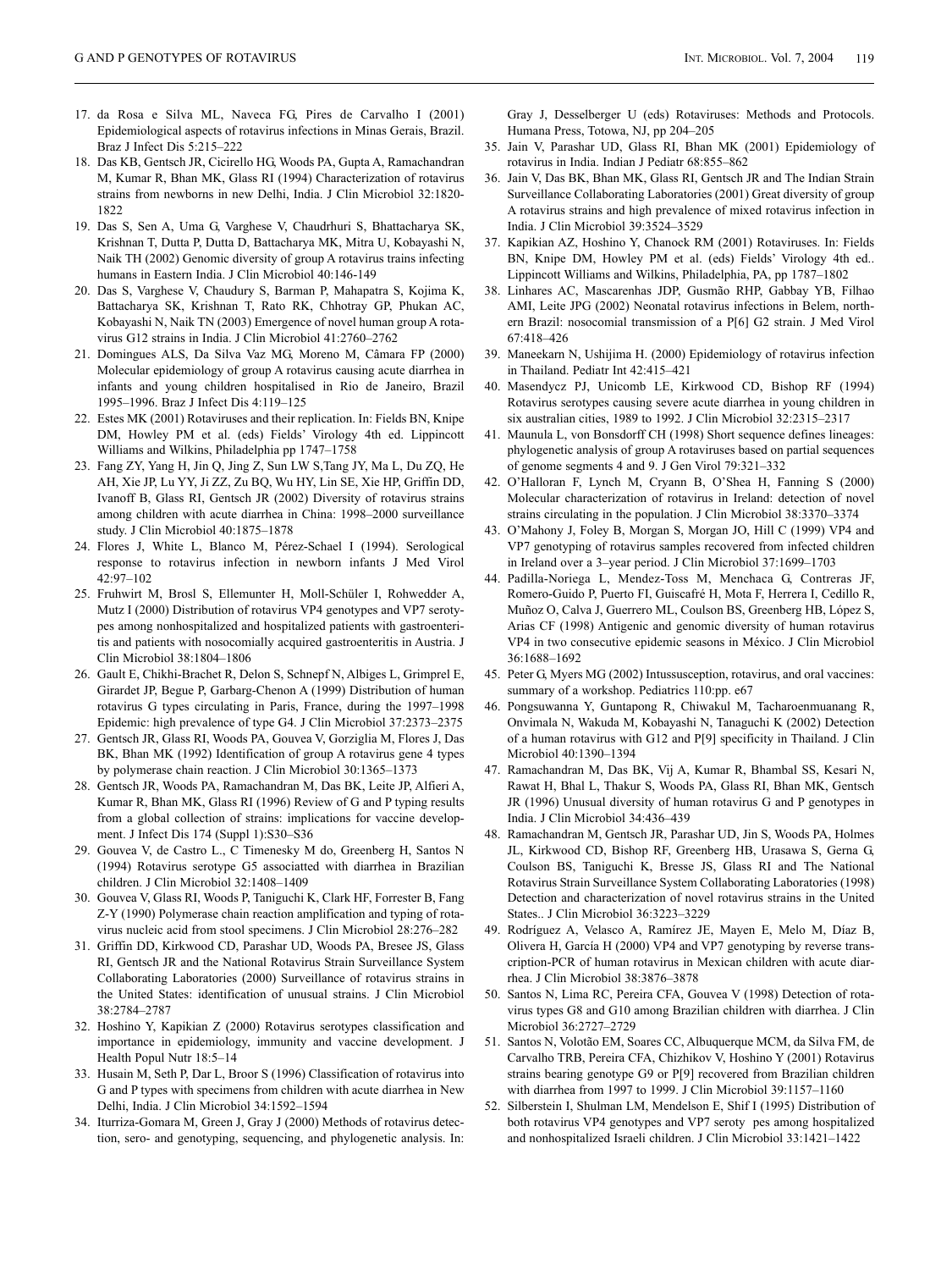17. da Rosa e Silva ML, Naveca FG, Pires de Carvalho I (2001) Epidemiological aspects of rotavirus infections in Minas Gerais, Brazil. Braz J Infect Dis 5:215–222
18. Das KB, Gentsch JR, Cicirello HG, Woods PA, Gupta A, Ramachandran M, Kumar R, Bhan MK, Glass RI (1994) Characterization of rotavirus strains from newborns in new Delhi, India. J Clin Microbiol 32:1820-1822
19. Das S, Sen A, Uma G, Varghese V, Chaudrhuri S, Bhattacharya SK, Krishnan T, Dutta P, Dutta D, Battacharya MK, Mitra U, Kobayashi N, Naik TH (2002) Genomic diversity of group A rotavirus trains infecting humans in Eastern India. J Clin Microbiol 40:146-149
20. Das S, Varghese V, Chaudury S, Barman P, Mahapatra S, Kojima K, Battacharya SK, Krishnan T, Rato RK, Chhotray GP, Phukan AC, Kobayashi N, Naik TN (2003) Emergence of novel human group A rotavirus G12 strains in India. J Clin Microbiol 41:2760–2762
21. Domingues ALS, Da Silva Vaz MG, Moreno M, Câmara FP (2000) Molecular epidemiology of group A rotavirus causing acute diarrhea in infants and young children hospitalised in Rio de Janeiro, Brazil 1995–1996. Braz J Infect Dis 4:119–125
22. Estes MK (2001) Rotaviruses and their replication. In: Fields BN, Knipe DM, Howley PM et al. (eds) Fields' Virology 4th ed. Lippincott Williams and Wilkins, Philadelphia pp 1747–1758
23. Fang ZY, Yang H, Jin Q, Jing Z, Sun LW S,Tang JY, Ma L, Du ZQ, He AH, Xie JP, Lu YY, Ji ZZ, Zu BQ, Wu HY, Lin SE, Xie HP, Griffin DD, Ivanoff B, Glass RI, Gentsch JR (2002) Diversity of rotavirus strains among children with acute diarrhea in China: 1998–2000 surveillance study. J Clin Microbiol 40:1875–1878
24. Flores J, White L, Blanco M, Pérez-Schael I (1994). Serological response to rotavirus infection in newborn infants J Med Virol 42:97–102
25. Fruhwirt M, Brosl S, Ellemunter H, Moll-Schüler I, Rohwedder A, Mutz I (2000) Distribution of rotavirus VP4 genotypes and VP7 serotypes among nonhospitalized and hospitalized patients with gastroenteritis and patients with nosocomially acquired gastroenteritis in Austria. J Clin Microbiol 38:1804–1806
26. Gault E, Chikhi-Brachet R, Delon S, Schnepf N, Albiges L, Grimprel E, Girardet JP, Begue P, Garbarg-Chenon A (1999) Distribution of human rotavirus G types circulating in Paris, France, during the 1997–1998 Epidemic: high prevalence of type G4. J Clin Microbiol 37:2373–2375
27. Gentsch JR, Glass RI, Woods PA, Gouvea V, Gorziglia M, Flores J, Das BK, Bhan MK (1992) Identification of group A rotavirus gene 4 types by polymerase chain reaction. J Clin Microbiol 30:1365–1373
28. Gentsch JR, Woods PA, Ramachandran M, Das BK, Leite JP, Alfieri A, Kumar R, Bhan MK, Glass RI (1996) Review of G and P typing results from a global collection of strains: implications for vaccine development. J Infect Dis 174 (Suppl 1):S30–S36
29. Gouvea V, de Castro L., C Timenesky M do, Greenberg H, Santos N (1994) Rotavirus serotype G5 associatted with diarrhea in Brazilian children. J Clin Microbiol 32:1408–1409
30. Gouvea V, Glass RI, Woods P, Taniguchi K, Clark HF, Forrester B, Fang Z-Y (1990) Polymerase chain reaction amplification and typing of rotavirus nucleic acid from stool specimens. J Clin Microbiol 28:276–282
31. Griffin DD, Kirkwood CD, Parashar UD, Woods PA, Bresee JS, Glass RI, Gentsch JR and the National Rotavirus Strain Surveillance System Collaborating Laboratories (2000) Surveillance of rotavirus strains in the United States: identification of unusual strains. J Clin Microbiol 38:2784–2787
32. Hoshino Y, Kapikian Z (2000) Rotavirus serotypes classification and importance in epidemiology, immunity and vaccine development. J Health Popul Nutr 18:5–14
33. Husain M, Seth P, Dar L, Broor S (1996) Classification of rotavirus into G and P types with specimens from children with acute diarrhea in New Delhi, India. J Clin Microbiol 34:1592–1594
34. Iturriza-Gomara M, Green J, Gray J (2000) Methods of rotavirus detection, sero- and genotyping, sequencing, and phylogenetic analysis. In: Gray J, Desselberger U (eds) Rotaviruses: Methods and Protocols. Humana Press, Totowa, NJ, pp 204–205
35. Jain V, Parashar UD, Glass RI, Bhan MK (2001) Epidemiology of rotavirus in India. Indian J Pediatr 68:855–862
36. Jain V, Das BK, Bhan MK, Glass RI, Gentsch JR and The Indian Strain Surveillance Collaborating Laboratories (2001) Great diversity of group A rotavirus strains and high prevalence of mixed rotavirus infection in India. J Clin Microbiol 39:3524–3529
37. Kapikian AZ, Hoshino Y, Chanock RM (2001) Rotaviruses. In: Fields BN, Knipe DM, Howley PM et al. (eds) Fields' Virology 4th ed.. Lippincott Williams and Wilkins, Philadelphia, PA, pp 1787–1802
38. Linhares AC, Mascarenhas JDP, Gusmão RHP, Gabbay YB, Filhao AMI, Leite JPG (2002) Neonatal rotavirus infections in Belem, northern Brazil: nosocomial transmission of a P[6] G2 strain. J Med Virol 67:418–426
39. Maneekarn N, Ushijima H. (2000) Epidemiology of rotavirus infection in Thailand. Pediatr Int 42:415–421
40. Masendycz PJ, Unicomb LE, Kirkwood CD, Bishop RF (1994) Rotavirus serotypes causing severe acute diarrhea in young children in six australian cities, 1989 to 1992. J Clin Microbiol 32:2315–2317
41. Maunula L, von Bonsdorff CH (1998) Short sequence defines lineages: phylogenetic analysis of group A rotaviruses based on partial sequences of genome segments 4 and 9. J Gen Virol 79:321–332
42. O'Halloran F, Lynch M, Cryann B, O'Shea H, Fanning S (2000) Molecular characterization of rotavirus in Ireland: detection of novel strains circulating in the population. J Clin Microbiol 38:3370–3374
43. O'Mahony J, Foley B, Morgan S, Morgan JO, Hill C (1999) VP4 and VP7 genotyping of rotavirus samples recovered from infected children in Ireland over a 3–year period. J Clin Microbiol 37:1699–1703
44. Padilla-Noriega L, Mendez-Toss M, Menchaca G, Contreras JF, Romero-Guido P, Puerto FI, Guiscafré H, Mota F, Herrera I, Cedillo R, Muñoz O, Calva J, Guerrero ML, Coulson BS, Greenberg HB, López S, Arias CF (1998) Antigenic and genomic diversity of human rotavirus VP4 in two consecutive epidemic seasons in México. J Clin Microbiol 36:1688–1692
45. Peter G, Myers MG (2002) Intussusception, rotavirus, and oral vaccines: summary of a workshop. Pediatrics 110:pp. e67
46. Pongsuwanna Y, Guntapong R, Chiwakul M, Tacharoenmuanang R, Onvimala N, Wakuda M, Kobayashi N, Tanaguchi K (2002) Detection of a human rotavirus with G12 and P[9] specificity in Thailand. J Clin Microbiol 40:1390–1394
47. Ramachandran M, Das BK, Vij A, Kumar R, Bhambal SS, Kesari N, Rawat H, Bhal L, Thakur S, Woods PA, Glass RI, Bhan MK, Gentsch JR (1996) Unusual diversity of human rotavirus G and P genotypes in India. J Clin Microbiol 34:436–439
48. Ramachandran M, Gentsch JR, Parashar UD, Jin S, Woods PA, Holmes JL, Kirkwood CD, Bishop RF, Greenberg HB, Urasawa S, Gerna G, Coulson BS, Taniguchi K, Bresse JS, Glass RI and The National Rotavirus Strain Surveillance System Collaborating Laboratories (1998) Detection and characterization of novel rotavirus strains in the United States.. J Clin Microbiol 36:3223–3229
49. Rodríguez A, Velasco A, Ramírez JE, Mayen E, Melo M, Díaz B, Olivera H, García H (2000) VP4 and VP7 genotyping by reverse transcription-PCR of human rotavirus in Mexican children with acute diarrhea. J Clin Microbiol 38:3876–3878
50. Santos N, Lima RC, Pereira CFA, Gouvea V (1998) Detection of rotavirus types G8 and G10 among Brazilian children with diarrhea. J Clin Microbiol 36:2727–2729
51. Santos N, Volotão EM, Soares CC, Albuquerque MCM, da Silva FM, de Carvalho TRB, Pereira CFA, Chizhikov V, Hoshino Y (2001) Rotavirus strains bearing genotype G9 or P[9] recovered from Brazilian children with diarrhea from 1997 to 1999. J Clin Microbiol 39:1157–1160
52. Silberstein I, Shulman LM, Mendelson E, Shif I (1995) Distribution of both rotavirus VP4 genotypes and VP7 seroty pes among hospitalized and nonhospitalized Israeli children. J Clin Microbiol 33:1421–1422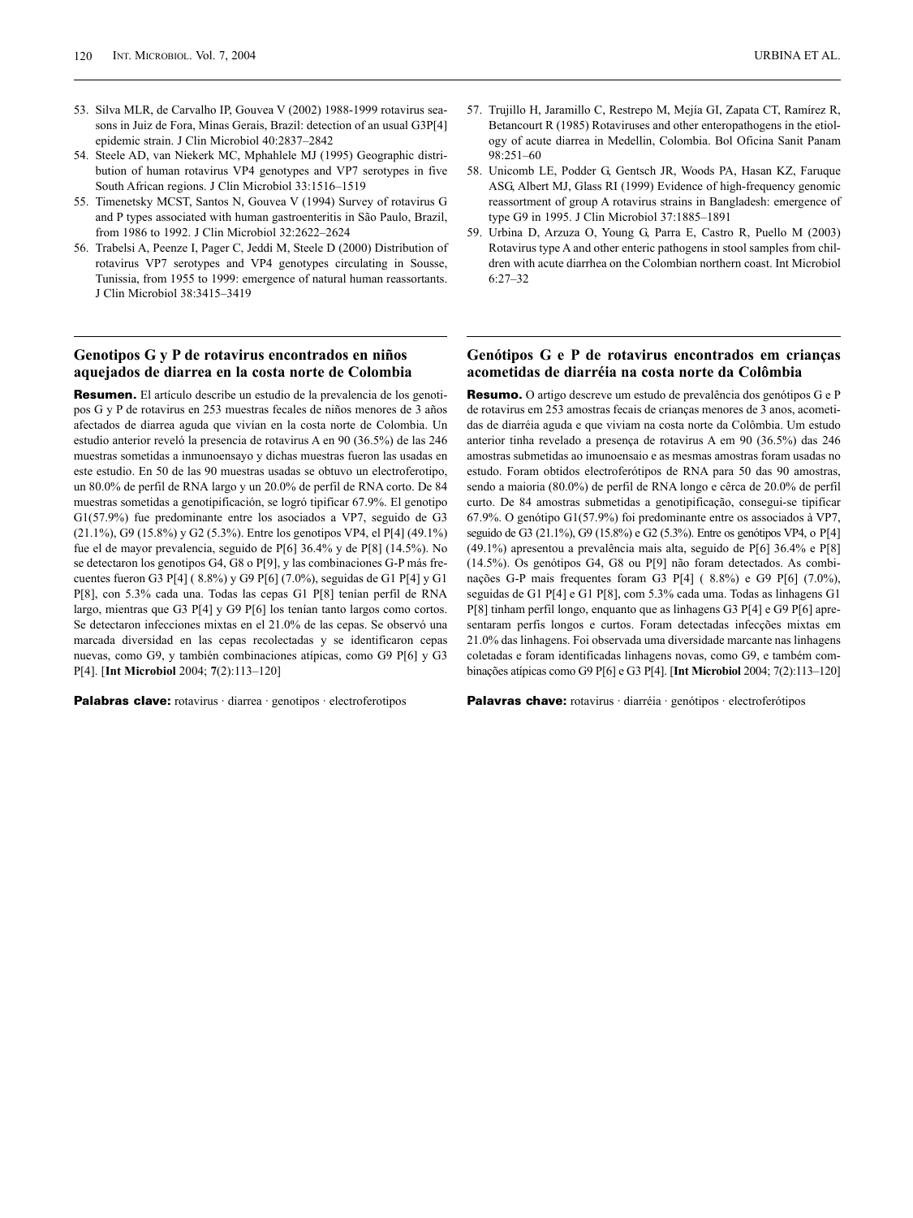53. Silva MLR, de Carvalho IP, Gouvea V (2002) 1988-1999 rotavirus seasons in Juiz de Fora, Minas Gerais, Brazil: detection of an usual G3P[4] epidemic strain. J Clin Microbiol 40:2837–2842
54. Steele AD, van Niekerk MC, Mphahlele MJ (1995) Geographic distribution of human rotavirus VP4 genotypes and VP7 serotypes in five South African regions. J Clin Microbiol 33:1516–1519
55. Timenetsky MCST, Santos N, Gouvea V (1994) Survey of rotavirus G and P types associated with human gastroenteritis in São Paulo, Brazil, from 1986 to 1992. J Clin Microbiol 32:2622–2624
56. Trabelsi A, Peenze I, Pager C, Jeddi M, Steele D (2000) Distribution of rotavirus VP7 serotypes and VP4 genotypes circulating in Sousse, Tunissia, from 1955 to 1999: emergence of natural human reassortants. J Clin Microbiol 38:3415–3419
57. Trujillo H, Jaramillo C, Restrepo M, Mejía GI, Zapata CT, Ramírez R, Betancourt R (1985) Rotaviruses and other enteropathogens in the etiology of acute diarrhea in Medellin, Colombia. Bol Oficina Sanit Panam 98:251–60
58. Unicomb LE, Podder G, Gentsch JR, Woods PA, Hasan KZ, Faruque ASG, Albert MJ, Glass RI (1999) Evidence of high-frequency genomic reassortment of group A rotavirus strains in Bangladesh: emergence of type G9 in 1995. J Clin Microbiol 37:1885–1891
59. Urbina D, Arzuza O, Young G, Parra E, Castro R, Puello M (2003) Rotavirus type A and other enteric pathogens in stool samples from children with acute diarrhea on the Colombian northern coast. Int Microbiol 6:27–32

## Genotipos G y P de rotavirus encontrados en niños aquejados de diarrea en la costa norte de Colombia

**Resumen.** El artículo describe un estudio de la prevalencia de los genotipos G y P de rotavirus en 253 muestras fecales de niños menores de 3 años afectados de diarrea aguda que vivían en la costa norte de Colombia. Un estudio anterior reveló la presencia de rotavirus A en 90 (36.5%) de las 246 muestras sometidas a inmunoensayo y dichas muestras fueron las usadas en este estudio. En 50 de las 90 muestras usadas se obtuvo un electroferotipo, un 80.0% de perfil de RNA largo y un 20.0% de perfil de RNA corto. De 84 muestras sometidas a genotipificación, se logró tipificar 67.9%. El genotipo G1(57.9%) fue predominante entre los asociados a VP7, seguido de G3 (21.1%), G9 (15.8%) y G2 (5.3%). Entre los genotipos VP4, el P[4] (49.1%) fue el de mayor prevalencia, seguido de P[6] 36.4% y de P[8] (14.5%). No se detectaron los genotipos G4, G8 o P[9], y las combinaciones G-P más frecuentes fueron G3 P[4] ( 8.8%) y G9 P[6] (7.0%), seguidas de G1 P[4] y G1 P[8], con 5.3% cada una. Todas las cepas G1 P[8] tenían perfil de RNA largo, mientras que G3 P[4] y G9 P[6] los tenían tanto largos como cortos. Se detectaron infecciones mixtas en el 21.0% de las cepas. Se observó una marcada diversidad en las cepas recolectadas y se identificaron cepas nuevas, como G9, y también combinaciones atípicas, como G9 P[6] y G3 P[4]. [**Int Microbiol** 2004; **7**(2):113–120]

**Palabras clave:** rotavirus · diarrea · genotipos · electroferotipos

## Genótipos G e P de rotavirus encontrados em crianças acometidas de diarréia na costa norte da Colômbia

**Resumo.** O artigo descreve um estudo de prevalência dos genótipos G e P de rotavirus em 253 amostras fecais de crianças menores de 3 anos, acometidas de diarréia aguda e que viviam na costa norte da Colômbia. Um estudo anterior tinha revelado a presença de rotavirus A em 90 (36.5%) das 246 amostras submetidas ao imunoensaio e as mesmas amostras foram usadas no estudo. Foram obtidos electroferótipos de RNA para 50 das 90 amostras, sendo a maioria (80.0%) de perfil de RNA longo e cêrca de 20.0% de perfil curto. De 84 amostras submetidas a genotipificação, consegui-se tipificar 67.9%. O genótipo G1(57.9%) foi predominante entre os associados à VP7, seguido de G3 (21.1%), G9 (15.8%) e G2 (5.3%). Entre os genótipos VP4, o P[4] (49.1%) apresentou a prevalência mais alta, seguido de P[6] 36.4% e P[8] (14.5%). Os genótipos G4, G8 ou P[9] não foram detectados. As combinações G-P mais frequentes foram G3 P[4] ( 8.8%) e G9 P[6] (7.0%), seguidas de G1 P[4] e G1 P[8], com 5.3% cada uma. Todas as linhagens G1 P[8] tinham perfil longo, enquanto que as linhagens G3 P[4] e G9 P[6] apresentaram perfis longos e curtos. Foram detectadas infecções mixtas em 21.0% das linhagens. Foi observada uma diversidade marcante nas linhagens coletadas e foram identificadas linhagens novas, como G9, e também combinações atípicas como G9 P[6] e G3 P[4]. [**Int Microbiol** 2004; 7(2):113–120]

**Palavras chave:** rotavirus · diarréia · genótipos · electroferótipos